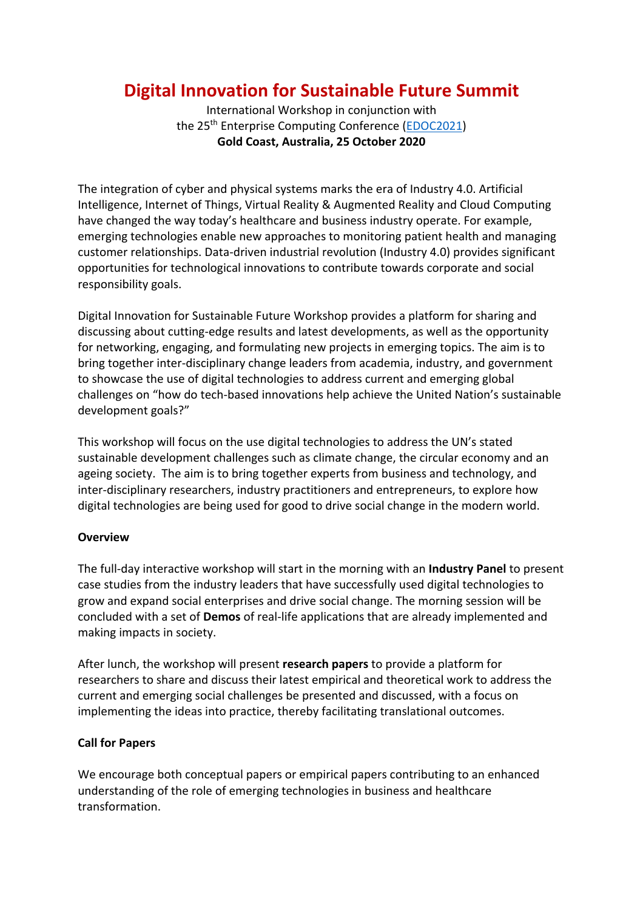# Digital Innovation for Sustainable Future Summit

International Workshop in conjunction with
the 25th Enterprise Computing Conference (EDOC2021)
**Gold Coast, Australia, 25 October 2020**

The integration of cyber and physical systems marks the era of Industry 4.0. Artificial Intelligence, Internet of Things, Virtual Reality & Augmented Reality and Cloud Computing have changed the way today's healthcare and business industry operate. For example, emerging technologies enable new approaches to monitoring patient health and managing customer relationships. Data-driven industrial revolution (Industry 4.0) provides significant opportunities for technological innovations to contribute towards corporate and social responsibility goals.

Digital Innovation for Sustainable Future Workshop provides a platform for sharing and discussing about cutting-edge results and latest developments, as well as the opportunity for networking, engaging, and formulating new projects in emerging topics. The aim is to bring together inter-disciplinary change leaders from academia, industry, and government to showcase the use of digital technologies to address current and emerging global challenges on "how do tech-based innovations help achieve the United Nation's sustainable development goals?"

This workshop will focus on the use digital technologies to address the UN's stated sustainable development challenges such as climate change, the circular economy and an ageing society. The aim is to bring together experts from business and technology, and inter-disciplinary researchers, industry practitioners and entrepreneurs, to explore how digital technologies are being used for good to drive social change in the modern world.

**Overview**

The full-day interactive workshop will start in the morning with an **Industry Panel** to present case studies from the industry leaders that have successfully used digital technologies to grow and expand social enterprises and drive social change. The morning session will be concluded with a set of **Demos** of real-life applications that are already implemented and making impacts in society.

After lunch, the workshop will present **research papers** to provide a platform for researchers to share and discuss their latest empirical and theoretical work to address the current and emerging social challenges be presented and discussed, with a focus on implementing the ideas into practice, thereby facilitating translational outcomes.

**Call for Papers**

We encourage both conceptual papers or empirical papers contributing to an enhanced understanding of the role of emerging technologies in business and healthcare transformation.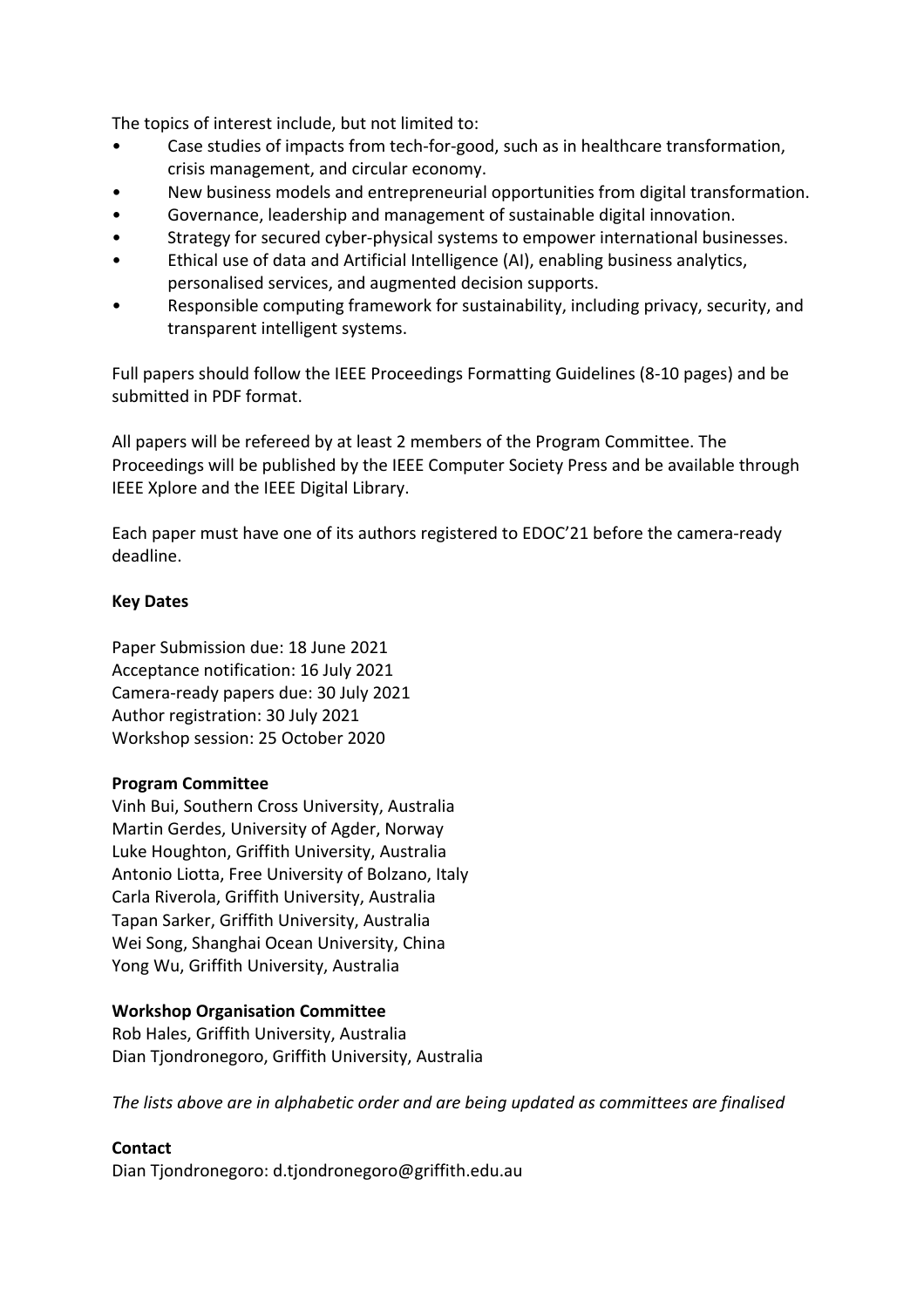The topics of interest include, but not limited to:

- Case studies of impacts from tech-for-good, such as in healthcare transformation, crisis management, and circular economy.
- New business models and entrepreneurial opportunities from digital transformation.
- Governance, leadership and management of sustainable digital innovation.
- Strategy for secured cyber-physical systems to empower international businesses.
- Ethical use of data and Artificial Intelligence (AI), enabling business analytics, personalised services, and augmented decision supports.
- Responsible computing framework for sustainability, including privacy, security, and transparent intelligent systems.

Full papers should follow the IEEE Proceedings Formatting Guidelines (8-10 pages) and be submitted in PDF format.

All papers will be refereed by at least 2 members of the Program Committee. The Proceedings will be published by the IEEE Computer Society Press and be available through IEEE Xplore and the IEEE Digital Library.

Each paper must have one of its authors registered to EDOC'21 before the camera-ready deadline.

**Key Dates**

Paper Submission due: 18 June 2021
Acceptance notification: 16 July 2021
Camera-ready papers due: 30 July 2021
Author registration: 30 July 2021
Workshop session: 25 October 2020

**Program Committee**
Vinh Bui, Southern Cross University, Australia
Martin Gerdes, University of Agder, Norway
Luke Houghton, Griffith University, Australia
Antonio Liotta, Free University of Bolzano, Italy
Carla Riverola, Griffith University, Australia
Tapan Sarker, Griffith University, Australia
Wei Song, Shanghai Ocean University, China
Yong Wu, Griffith University, Australia

**Workshop Organisation Committee**
Rob Hales, Griffith University, Australia
Dian Tjondronegoro, Griffith University, Australia

*The lists above are in alphabetic order and are being updated as committees are finalised*

**Contact**
Dian Tjondronegoro: d.tjondronegoro@griffith.edu.au